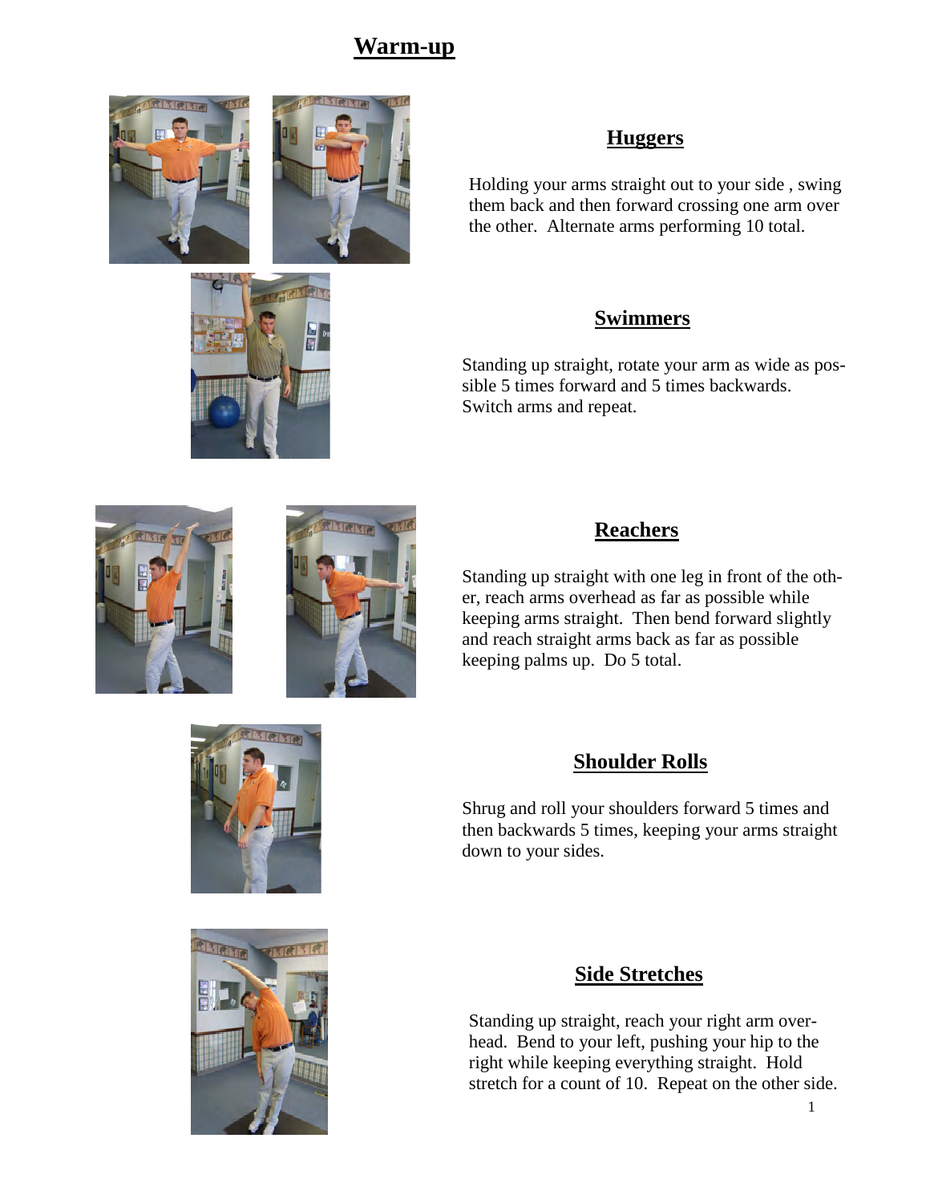# Warm-up

## Huggers

Holding your arms straight out to your side , swing them back and then forward crossing one arm over the other. Alternate arms performing 10 total.

## Swimmers

Standing up straight, rotate your arm as wide as possible 5 times forward and 5 times backwards. Switch arms and repeat.

## Reachers

Standing up straight with one leg in front of the other, reach arms overhead as far as possible while keeping arms straight. Then bend forward slightly and reach straight arms back as far as possible keeping palms up. Do 5 total.

## Shoulder Rolls

Shrug and roll your shoulders forward 5 times and then backwards 5 times, keeping your arms straight down to your sides.

## Side Stretches

Standing up straight, reach your right arm overhead. Bend to your left, pushing your hip to the right while keeping everything straight. Hold stretch for a count of 10. Repeat on the other side.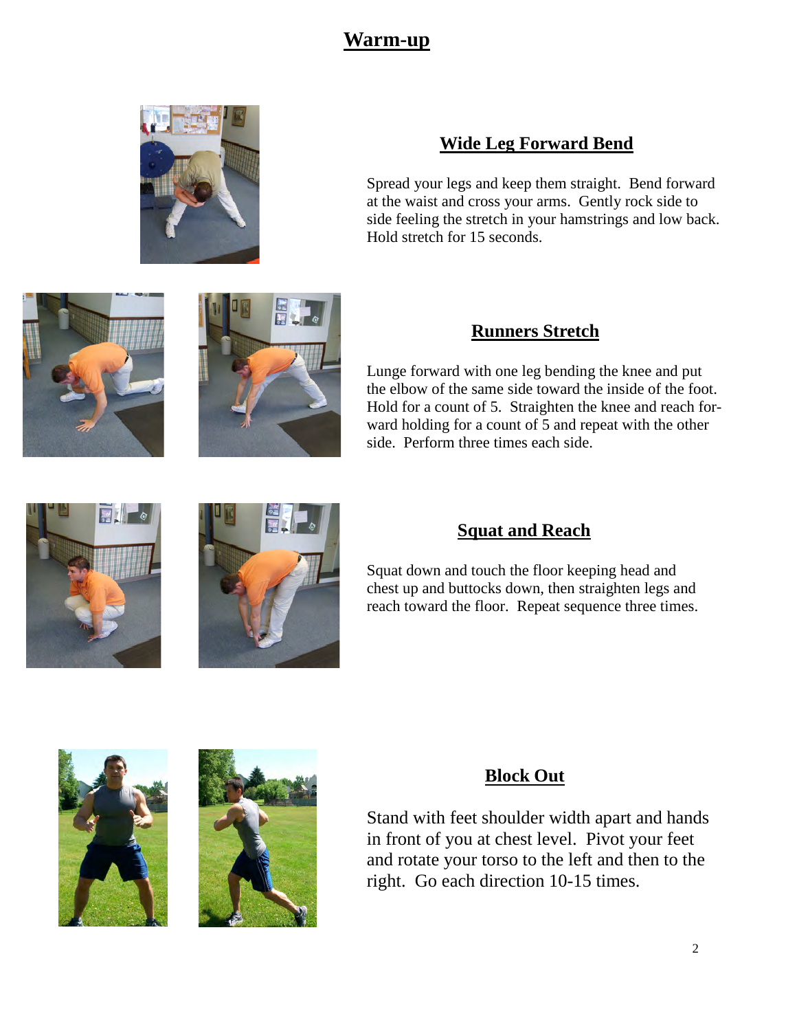# Warm-up

## Wide Leg Forward Bend

Spread your legs and keep them straight. Bend forward at the waist and cross your arms. Gently rock side to side feeling the stretch in your hamstrings and low back. Hold stretch for 15 seconds.

## Runners Stretch

Lunge forward with one leg bending the knee and put the elbow of the same side toward the inside of the foot. Hold for a count of 5. Straighten the knee and reach forward holding for a count of 5 and repeat with the other side. Perform three times each side.

## Squat and Reach

Squat down and touch the floor keeping head and chest up and buttocks down, then straighten legs and reach toward the floor. Repeat sequence three times.

## Block Out

Stand with feet shoulder width apart and hands in front of you at chest level. Pivot your feet and rotate your torso to the left and then to the right. Go each direction 10-15 times.